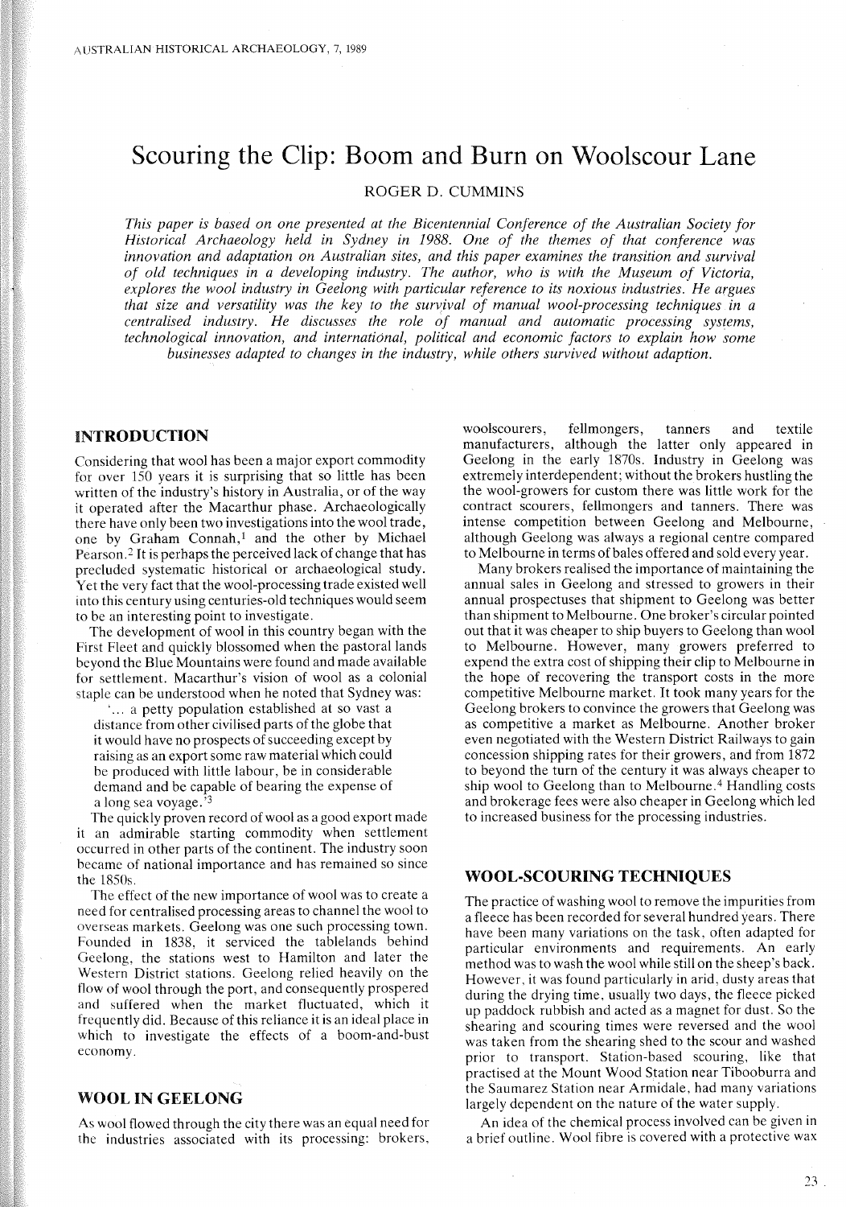# Scouring the Clip: Boom and Burn on Woolscour Lane

ROGER D. CUMMINS

*This paper is based on one presented at the Bicentennial Conference of the Australian Society for Historical Archaeology held in Sydney in 1988. One of the themes of that conference was innovation and adaptation on Australian sites, and this paper examines the transition and survival of old techniques in a developing industry. The author, who is with the Museum of Victoria, explores the wool industry in Geelong with particular reference to its noxious industries. He argues that size and versatility was the key to the survival of manual wool-processing techniques in a centralised industry. He discusses the role of manual and automatic processing systems, technological innovation, and international, political and economic factors to explain how some businesses adapted to changes in the industry, while others survived without adaption.*

## INTRODUCTION

Considering that wool has been a major export commodity for over 150 years it is surprising that so little has been written of the industry's history in Australia, or of the way it operated after the Macarthur phase. Archaeologically there have only been two investigations into the wool trade, one by Graham Connah,[1] and the other by Michael Pearson.[2] It is perhaps the perceived lack of change that has precluded systematic historical or archaeological study. Yet the very fact that the wool-processing trade existed well into this century using centuries-old techniques would seem to be an interesting point to investigate.

The development of wool in this country began with the First Fleet and quickly blossomed when the pastoral lands beyond the Blue Mountains were found and made available for settlement. Macarthur's vision of wool as a colonial staple can be understood when he noted that Sydney was:

> '... a petty population established at so vast a distance from other civilised parts of the globe that it would have no prospects of succeeding except by raising as an export some raw material which could be produced with little labour, be in considerable demand and be capable of bearing the expense of a long sea voyage.'[3]

The quickly proven record of wool as a good export made it an admirable starting commodity when settlement occurred in other parts of the continent. The industry soon became of national importance and has remained so since the 1850s.

The effect of the new importance of wool was to create a need for centralised processing areas to channel the wool to overseas markets. Geelong was one such processing town. Founded in 1838, it serviced the tablelands behind Geelong, the stations west to Hamilton and later the Western District stations. Geelong relied heavily on the flow of wool through the port, and consequently prospered and suffered when the market fluctuated, which it frequently did. Because of this reliance it is an ideal place in which to investigate the effects of a boom-and-bust economy.

## WOOL IN GEELONG

As wool flowed through the city there was an equal need for the industries associated with its processing: brokers, woolscourers, fellmongers, tanners and textile manufacturers, although the latter only appeared in Geelong in the early 1870s. Industry in Geelong was extremely interdependent; without the brokers hustling the the wool-growers for custom there was little work for the contract scourers, fellmongers and tanners. There was intense competition between Geelong and Melbourne, although Geelong was always a regional centre compared to Melbourne in terms of bales offered and sold every year.

Many brokers realised the importance of maintaining the annual sales in Geelong and stressed to growers in their annual prospectuses that shipment to Geelong was better than shipment to Melbourne. One broker's circular pointed out that it was cheaper to ship buyers to Geelong than wool to Melbourne. However, many growers preferred to expend the extra cost of shipping their clip to Melbourne in the hope of recovering the transport costs in the more competitive Melbourne market. It took many years for the Geelong brokers to convince the growers that Geelong was as competitive a market as Melbourne. Another broker even negotiated with the Western District Railways to gain concession shipping rates for their growers, and from 1872 to beyond the turn of the century it was always cheaper to ship wool to Geelong than to Melbourne.[4] Handling costs and brokerage fees were also cheaper in Geelong which led to increased business for the processing industries.

## WOOL-SCOURING TECHNIQUES

The practice of washing wool to remove the impurities from a fleece has been recorded for several hundred years. There have been many variations on the task, often adapted for particular environments and requirements. An early method was to wash the wool while still on the sheep's back. However, it was found particularly in arid, dusty areas that during the drying time, usually two days, the fleece picked up paddock rubbish and acted as a magnet for dust. So the shearing and scouring times were reversed and the wool was taken from the shearing shed to the scour and washed prior to transport. Station-based scouring, like that practised at the Mount Wood Station near Tibooburra and the Saumarez Station near Armidale, had many variations largely dependent on the nature of the water supply.

An idea of the chemical process involved can be given in a brief outline. Wool fibre is covered with a protective wax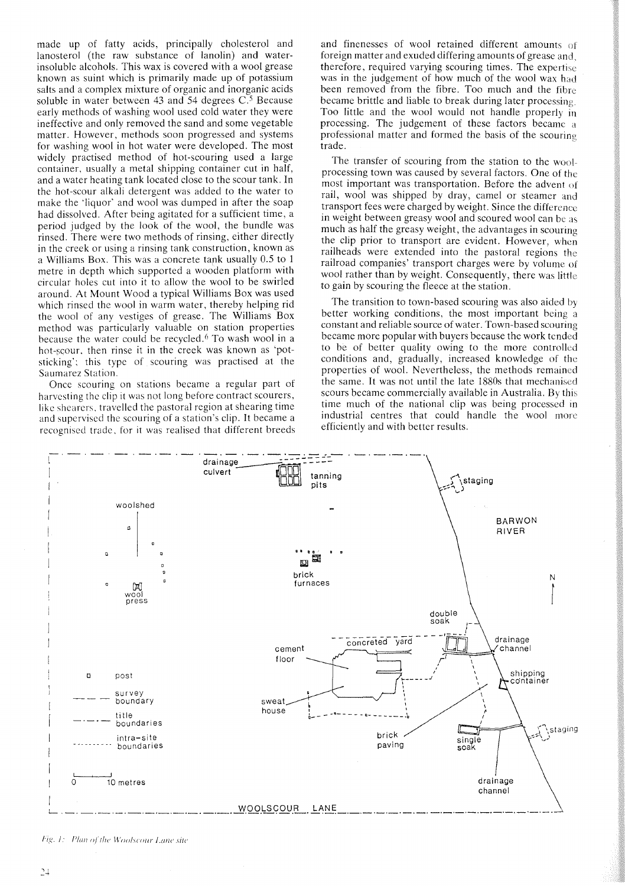made up of fatty acids, principally cholesterol and lanosterol (the raw substance of lanolin) and water-insoluble alcohols. This wax is covered with a wool grease known as suint which is primarily made up of potassium salts and a complex mixture of organic and inorganic acids soluble in water between 43 and 54 degrees C.[5] Because early methods of washing wool used cold water they were ineffective and only removed the sand and some vegetable matter. However, methods soon progressed and systems for washing wool in hot water were developed. The most widely practised method of hot-scouring used a large container, usually a metal shipping container cut in half, and a water heating tank located close to the scour tank. In the hot-scour alkali detergent was added to the water to make the 'liquor' and wool was dumped in after the soap had dissolved. After being agitated for a sufficient time, a period judged by the look of the wool, the bundle was rinsed. There were two methods of rinsing, either directly in the creek or using a rinsing tank construction, known as a Williams Box. This was a concrete tank usually 0.5 to 1 metre in depth which supported a wooden platform with circular holes cut into it to allow the wool to be swirled around. At Mount Wood a typical Williams Box was used which rinsed the wool in warm water, thereby helping rid the wool of any vestiges of grease. The Williams Box method was particularly valuable on station properties because the water could be recycled.[6] To wash wool in a hot-scour, then rinse it in the creek was known as 'pot-sticking'; this type of scouring was practised at the Saumarez Station.

Once scouring on stations became a regular part of harvesting the clip it was not long before contract scourers, like shearers, travelled the pastoral region at shearing time and supervised the scouring of a station's clip. It became a recognised trade, for it was realised that different breeds and finenesses of wool retained different amounts of foreign matter and exuded differing amounts of grease and, therefore, required varying scouring times. The expertise was in the judgement of how much of the wool wax had been removed from the fibre. Too much and the fibre became brittle and liable to break during later processing. Too little and the wool would not handle properly in processing. The judgement of these factors became a professional matter and formed the basis of the scouring trade.

The transfer of scouring from the station to the wool-processing town was caused by several factors. One of the most important was transportation. Before the advent of rail, wool was shipped by dray, camel or steamer and transport fees were charged by weight. Since the difference in weight between greasy wool and scoured wool can be as much as half the greasy weight, the advantages in scouring the clip prior to transport are evident. However, when railheads were extended into the pastoral regions the railroad companies' transport charges were by volume of wool rather than by weight. Consequently, there was little to gain by scouring the fleece at the station.

The transition to town-based scouring was also aided by better working conditions, the most important being a constant and reliable source of water. Town-based scouring became more popular with buyers because the work tended to be of better quality owing to the more controlled conditions and, gradually, increased knowledge of the properties of wool. Nevertheless, the methods remained the same. It was not until the late 1880s that mechanised scours became commercially available in Australia. By this time much of the national clip was being processed in industrial centres that could handle the wool more efficiently and with better results.

*Fig. 1: Plan of the Woolscour Lane site*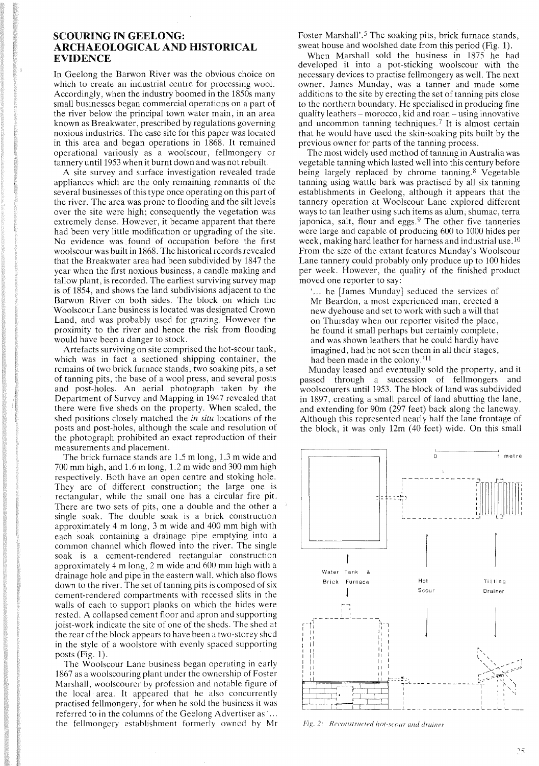## SCOURING IN GEELONG: ARCHAEOLOGICAL AND HISTORICAL EVIDENCE

In Geelong the Barwon River was the obvious choice on which to create an industrial centre for processing wool. Accordingly, when the industry boomed in the 1850s many small businesses began commercial operations on a part of the river below the principal town water main, in an area known as Breakwater, prescribed by regulations governing noxious industries. The case site for this paper was located in this area and began operations in 1868. It remained operational variously as a woolscour, fellmongery or tannery until 1953 when it burnt down and was not rebuilt.

A site survey and surface investigation revealed trade appliances which are the only remaining remnants of the several businesses of this type once operating on this part of the river. The area was prone to flooding and the silt levels over the site were high; consequently the vegetation was extremely dense. However, it became apparent that there had been very little modification or upgrading of the site. No evidence was found of occupation before the first woolscour was built in 1868. The historical records revealed that the Breakwater area had been subdivided by 1847 the year when the first noxious business, a candle making and tallow plant, is recorded. The earliest surviving survey map is of 1854, and shows the land subdivisions adjacent to the Barwon River on both sides. The block on which the Woolscour Lane business is located was designated Crown Land, and was probably used for grazing. However the proximity to the river and hence the risk from flooding would have been a danger to stock.

Artefacts surviving on site comprised the hot-scour tank, which was in fact a sectioned shipping container, the remains of two brick furnace stands, two soaking pits, a set of tanning pits, the base of a wool press, and several posts and post-holes. An aerial photograph taken by the Department of Survey and Mapping in 1947 revealed that there were five sheds on the property. When scaled, the shed positions closely matched the *in situ* locations of the posts and post-holes, although the scale and resolution of the photograph prohibited an exact reproduction of their measurements and placement.

The brick furnace stands are 1.5 m long, 1.3 m wide and 700 mm high, and 1.6 m long, 1.2 m wide and 300 mm high respectively. Both have an open centre and stoking hole. They are of different construction; the large one is rectangular, while the small one has a circular fire pit. There are two sets of pits, one a double and the other a single soak. The double soak is a brick construction approximately 4 m long, 3 m wide and 400 mm high with each soak containing a drainage pipe emptying into a common channel which flowed into the river. The single soak is a cement-rendered rectangular construction approximately 4 m long, 2 m wide and 600 mm high with a drainage hole and pipe in the eastern wall, which also flows down to the river. The set of tanning pits is composed of six cement-rendered compartments with recessed slits in the walls of each to support planks on which the hides were rested. A collapsed cement floor and apron and supporting joist-work indicate the site of one of the sheds. The shed at the rear of the block appears to have been a two-storey shed in the style of a woolstore with evenly spaced supporting posts (Fig. 1).

The Woolscour Lane business began operating in early 1867 as a woolscouring plant under the ownership of Foster Marshall, woolscourer by profession and notable figure of the local area. It appeared that he also concurrently practised fellmongery, for when he sold the business it was referred to in the columns of the Geelong Advertiser as '... the fellmongery establishment formerly owned by Mr Foster Marshall'.[5] The soaking pits, brick furnace stands, sweat house and woolshed date from this period (Fig. 1).

When Marshall sold the business in 1875 he had developed it into a pot-sticking woolscour with the necessary devices to practise fellmongery as well. The next owner, James Munday, was a tanner and made some additions to the site by erecting the set of tanning pits close to the northern boundary. He specialised in producing fine quality leathers – morocco, kid and roan – using innovative and uncommon tanning techniques.[7] It is almost certain that he would have used the skin-soaking pits built by the previous owner for parts of the tanning process.

The most widely used method of tanning in Australia was vegetable tanning which lasted well into this century before being largely replaced by chrome tanning.[8] Vegetable tanning using wattle bark was practised by all six tanning establishments in Geelong, although it appears that the tannery operation at Woolscour Lane explored different ways to tan leather using such items as alum, shumac, terra japonica, salt, flour and eggs.[9] The other five tanneries were large and capable of producing 600 to 1000 hides per week, making hard leather for harness and industrial use.[10] From the size of the extant features Munday's Woolscour Lane tannery could probably only produce up to 100 hides per week. However, the quality of the finished product moved one reporter to say:

> '... he [James Munday] seduced the services of Mr Beardon, a most experienced man, erected a new dyehouse and set to work with such a will that on Thursday when our reporter visited the place, he found it small perhaps but certainly complete, and was shown leathers that he could hardly have imagined, had he not seen them in all their stages, had been made in the colony.'[11]

Munday leased and eventually sold the property, and it passed through a succession of fellmongers and woolscourers until 1953. The block of land was subdivided in 1897, creating a small parcel of land abutting the lane, and extending for 90m (297 feet) back along the laneway. Although this represented nearly half the lane frontage of the block, it was only 12m (40 feet) wide. On this small

0 1 metre

Water Tank & Brick Furnace

Hot Scour

Tilting Drainer

*Fig. 2: Reconstructed hot-scour and drainer*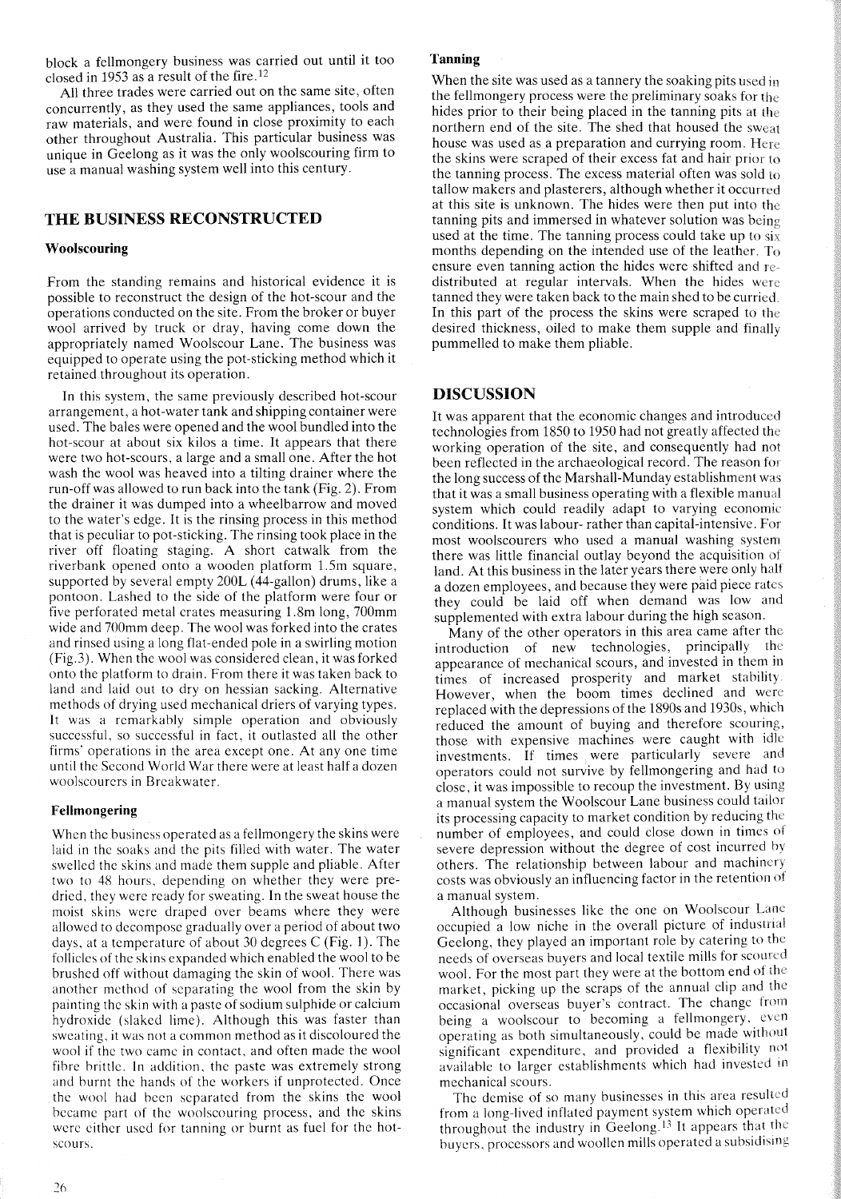block a fellmongery business was carried out until it too closed in 1953 as a result of the fire.[12]

All three trades were carried out on the same site, often concurrently, as they used the same appliances, tools and raw materials, and were found in close proximity to each other throughout Australia. This particular business was unique in Geelong as it was the only woolscouring firm to use a manual washing system well into this century.

## THE BUSINESS RECONSTRUCTED

### Woolscouring

From the standing remains and historical evidence it is possible to reconstruct the design of the hot-scour and the operations conducted on the site. From the broker or buyer wool arrived by truck or dray, having come down the appropriately named Woolscour Lane. The business was equipped to operate using the pot-sticking method which it retained throughout its operation.

In this system, the same previously described hot-scour arrangement, a hot-water tank and shipping container were used. The bales were opened and the wool bundled into the hot-scour at about six kilos a time. It appears that there were two hot-scours, a large and a small one. After the hot wash the wool was heaved into a tilting drainer where the run-off was allowed to run back into the tank (Fig. 2). From the drainer it was dumped into a wheelbarrow and moved to the water's edge. It is the rinsing process in this method that is peculiar to pot-sticking. The rinsing took place in the river off floating staging. A short catwalk from the riverbank opened onto a wooden platform 1.5m square, supported by several empty 200L (44-gallon) drums, like a pontoon. Lashed to the side of the platform were four or five perforated metal crates measuring 1.8m long, 700mm wide and 700mm deep. The wool was forked into the crates and rinsed using a long flat-ended pole in a swirling motion (Fig.3). When the wool was considered clean, it was forked onto the platform to drain. From there it was taken back to land and laid out to dry on hessian sacking. Alternative methods of drying used mechanical driers of varying types. It was a remarkably simple operation and obviously successful, so successful in fact, it outlasted all the other firms' operations in the area except one. At any one time until the Second World War there were at least half a dozen woolscourers in Breakwater.

### Fellmongering

When the business operated as a fellmongery the skins were laid in the soaks and the pits filled with water. The water swelled the skins and made them supple and pliable. After two to 48 hours, depending on whether they were pre-dried, they were ready for sweating. In the sweat house the moist skins were draped over beams where they were allowed to decompose gradually over a period of about two days, at a temperature of about 30 degrees C (Fig. 1). The follicles of the skins expanded which enabled the wool to be brushed off without damaging the skin of wool. There was another method of separating the wool from the skin by painting the skin with a paste of sodium sulphide or calcium hydroxide (slaked lime). Although this was faster than sweating, it was not a common method as it discoloured the wool if the two came in contact, and often made the wool fibre brittle. In addition, the paste was extremely strong and burnt the hands of the workers if unprotected. Once the wool had been separated from the skins the wool became part of the woolscouring process, and the skins were either used for tanning or burnt as fuel for the hot-scours.

### Tanning

When the site was used as a tannery the soaking pits used in the fellmongery process were the preliminary soaks for the hides prior to their being placed in the tanning pits at the northern end of the site. The shed that housed the sweat house was used as a preparation and currying room. Here the skins were scraped of their excess fat and hair prior to the tanning process. The excess material often was sold to tallow makers and plasterers, although whether it occurred at this site is unknown. The hides were then put into the tanning pits and immersed in whatever solution was being used at the time. The tanning process could take up to six months depending on the intended use of the leather. To ensure even tanning action the hides were shifted and re-distributed at regular intervals. When the hides were tanned they were taken back to the main shed to be curried. In this part of the process the skins were scraped to the desired thickness, oiled to make them supple and finally pummelled to make them pliable.

## DISCUSSION

It was apparent that the economic changes and introduced technologies from 1850 to 1950 had not greatly affected the working operation of the site, and consequently had not been reflected in the archaeological record. The reason for the long success of the Marshall-Munday establishment was that it was a small business operating with a flexible manual system which could readily adapt to varying economic conditions. It was labour- rather than capital-intensive. For most woolscourers who used a manual washing system there was little financial outlay beyond the acquisition of land. At this business in the later years there were only half a dozen employees, and because they were paid piece rates they could be laid off when demand was low and supplemented with extra labour during the high season.

Many of the other operators in this area came after the introduction of new technologies, principally the appearance of mechanical scours, and invested in them in times of increased prosperity and market stability. However, when the boom times declined and were replaced with the depressions of the 1890s and 1930s, which reduced the amount of buying and therefore scouring, those with expensive machines were caught with idle investments. If times were particularly severe and operators could not survive by fellmongering and had to close, it was impossible to recoup the investment. By using a manual system the Woolscour Lane business could tailor its processing capacity to market condition by reducing the number of employees, and could close down in times of severe depression without the degree of cost incurred by others. The relationship between labour and machinery costs was obviously an influencing factor in the retention of a manual system.

Although businesses like the one on Woolscour Lane occupied a low niche in the overall picture of industrial Geelong, they played an important role by catering to the needs of overseas buyers and local textile mills for scoured wool. For the most part they were at the bottom end of the market, picking up the scraps of the annual clip and the occasional overseas buyer's contract. The change from being a woolscour to becoming a fellmongery, even operating as both simultaneously, could be made without significant expenditure, and provided a flexibility not available to larger establishments which had invested in mechanical scours.

The demise of so many businesses in this area resulted from a long-lived inflated payment system which operated throughout the industry in Geelong.[13] It appears that the buyers, processors and woollen mills operated a subsidising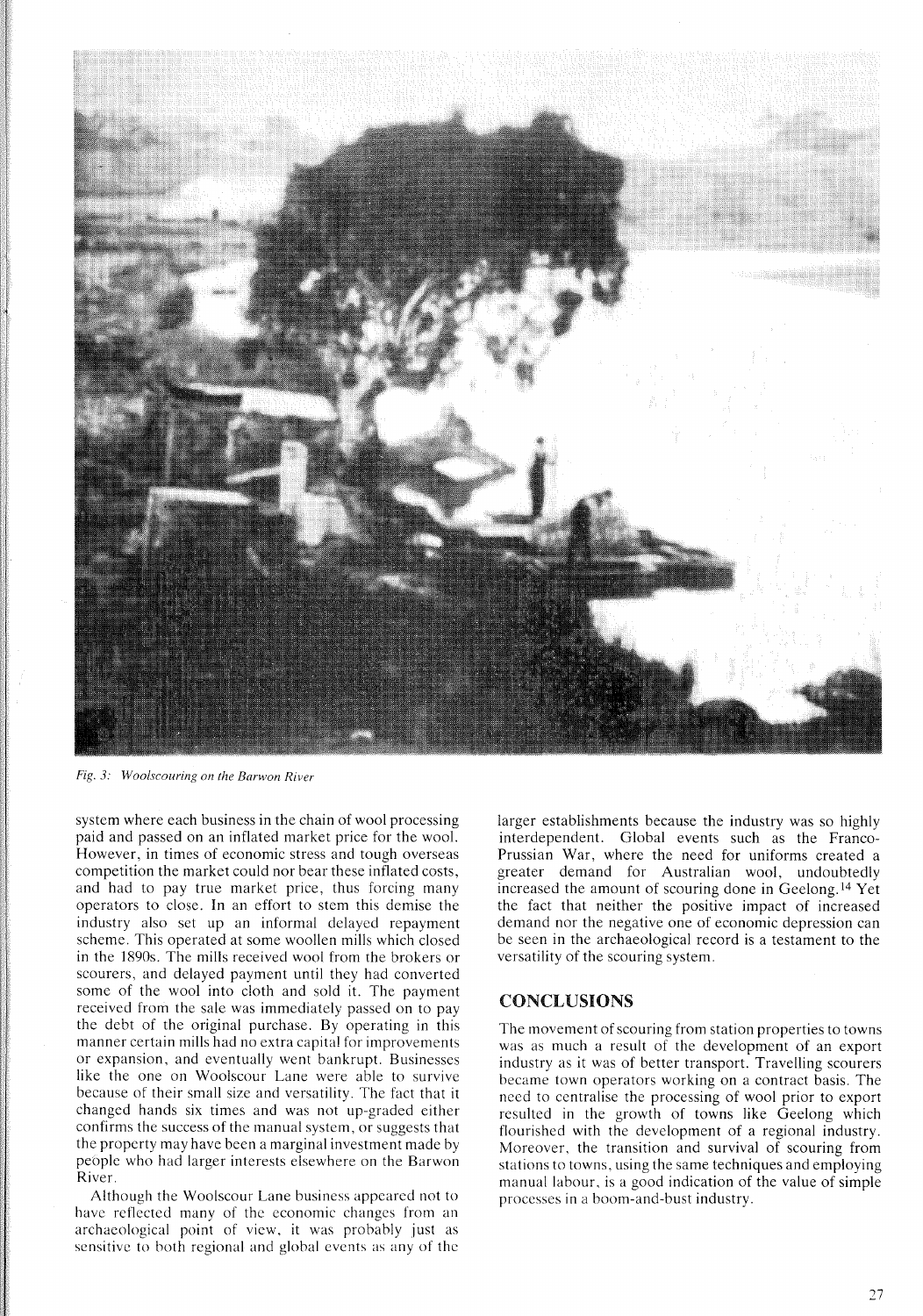*Fig. 3: Woolscouring on the Barwon River*

system where each business in the chain of wool processing paid and passed on an inflated market price for the wool. However, in times of economic stress and tough overseas competition the market could nor bear these inflated costs, and had to pay true market price, thus forcing many operators to close. In an effort to stem this demise the industry also set up an informal delayed repayment scheme. This operated at some woollen mills which closed in the 1890s. The mills received wool from the brokers or scourers, and delayed payment until they had converted some of the wool into cloth and sold it. The payment received from the sale was immediately passed on to pay the debt of the original purchase. By operating in this manner certain mills had no extra capital for improvements or expansion, and eventually went bankrupt. Businesses like the one on Woolscour Lane were able to survive because of their small size and versatility. The fact that it changed hands six times and was not up-graded either confirms the success of the manual system, or suggests that the property may have been a marginal investment made by people who had larger interests elsewhere on the Barwon River.

Although the Woolscour Lane business appeared not to have reflected many of the economic changes from an archaeological point of view, it was probably just as sensitive to both regional and global events as any of the larger establishments because the industry was so highly interdependent. Global events such as the Franco-Prussian War, where the need for uniforms created a greater demand for Australian wool, undoubtedly increased the amount of scouring done in Geelong.[14] Yet the fact that neither the positive impact of increased demand nor the negative one of economic depression can be seen in the archaeological record is a testament to the versatility of the scouring system.

## CONCLUSIONS

The movement of scouring from station properties to towns was as much a result of the development of an export industry as it was of better transport. Travelling scourers became town operators working on a contract basis. The need to centralise the processing of wool prior to export resulted in the growth of towns like Geelong which flourished with the development of a regional industry. Moreover, the transition and survival of scouring from stations to towns, using the same techniques and employing manual labour, is a good indication of the value of simple processes in a boom-and-bust industry.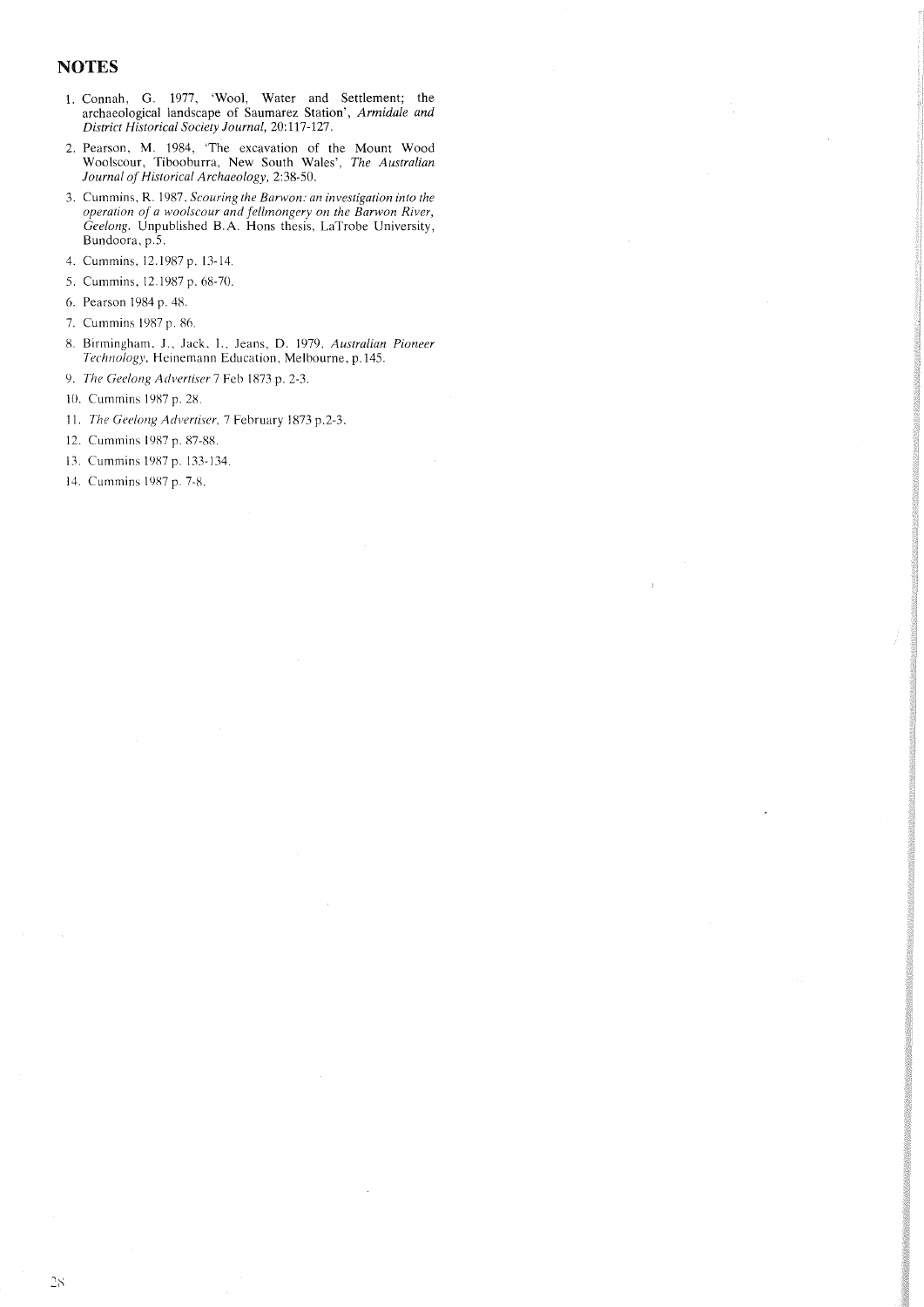## NOTES

1. Connah, G. 1977, 'Wool, Water and Settlement; the archaeological landscape of Saumarez Station', *Armidale and District Historical Society Journal,* 20:117-127.
2. Pearson, M. 1984, 'The excavation of the Mount Wood Woolscour, Tibooburra, New South Wales', *The Australian Journal of Historical Archaeology,* 2:38-50.
3. Cummins, R. 1987, *Scouring the Barwon: an investigation into the operation of a woolscour and fellmongery on the Barwon River, Geelong.* Unpublished B.A. Hons thesis, LaTrobe University, Bundoora, p.5.
4. Cummins, 12.1987 p. 13-14.
5. Cummins, 12.1987 p. 68-70.
6. Pearson 1984 p. 48.
7. Cummins 1987 p. 86.
8. Birmingham, J., Jack, I., Jeans, D. 1979, *Australian Pioneer Technology,* Heinemann Education, Melbourne, p.145.
9. *The Geelong Advertiser* 7 Feb 1873 p. 2-3.
10. Cummins 1987 p. 28.
11. *The Geelong Advertiser,* 7 February 1873 p.2-3.
12. Cummins 1987 p. 87-88.
13. Cummins 1987 p. 133-134.
14. Cummins 1987 p. 7-8.